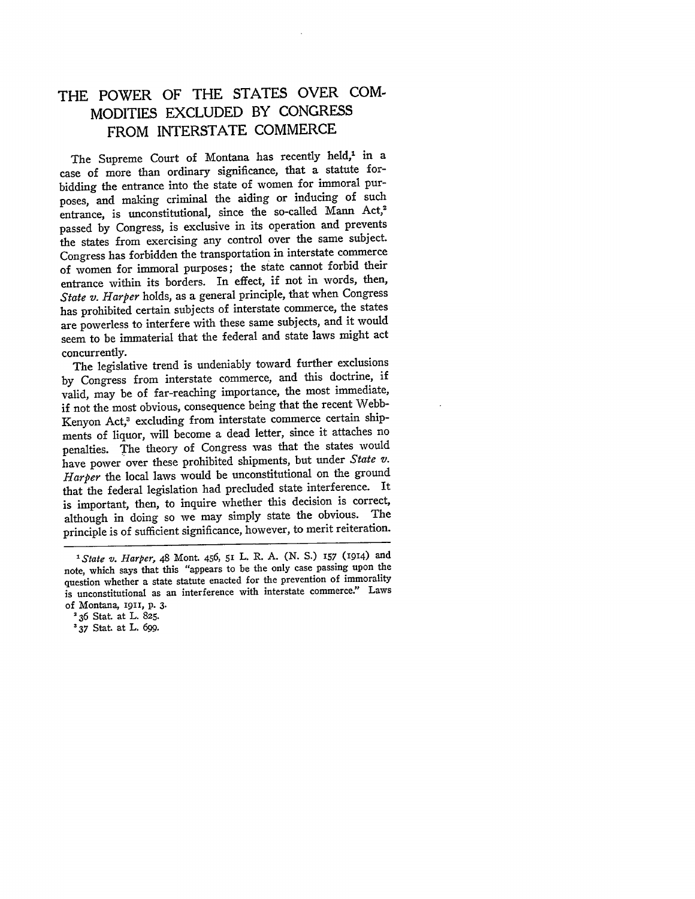# THE POWER OF THE STATES OVER COMMODITIES EXCLUDED BY CONGRESS FROM INTERSTATE COMMERCE

The Supreme Court of Montana has recently held,[1] in a case of more than ordinary significance, that a statute forbidding the entrance into the state of women for immoral purposes, and making criminal the aiding or inducing of such entrance, is unconstitutional, since the so-called Mann Act,[2] passed by Congress, is exclusive in its operation and prevents the states from exercising any control over the same subject. Congress has forbidden the transportation in interstate commerce of women for immoral purposes; the state cannot forbid their entrance within its borders. In effect, if not in words, then, *State v. Harper* holds, as a general principle, that when Congress has prohibited certain subjects of interstate commerce, the states are powerless to interfere with these same subjects, and it would seem to be immaterial that the federal and state laws might act concurrently.

The legislative trend is undeniably toward further exclusions by Congress from interstate commerce, and this doctrine, if valid, may be of far-reaching importance, the most immediate, if not the most obvious, consequence being that the recent Webb-Kenyon Act,[3] excluding from interstate commerce certain shipments of liquor, will become a dead letter, since it attaches no penalties. The theory of Congress was that the states would have power over these prohibited shipments, but under *State v. Harper* the local laws would be unconstitutional on the ground that the federal legislation had precluded state interference. It is important, then, to inquire whether this decision is correct, although in doing so we may simply state the obvious. The principle is of sufficient significance, however, to merit reiteration.

---

[1] *State v. Harper*, 48 Mont. 456, 51 L. R. A. (N. S.) 157 (1914) and note, which says that this "appears to be the only case passing upon the question whether a state statute enacted for the prevention of immorality is unconstitutional as an interference with interstate commerce." Laws of Montana, 1911, p. 3.

[2] 36 Stat. at L. 825.

[3] 37 Stat. at L. 699.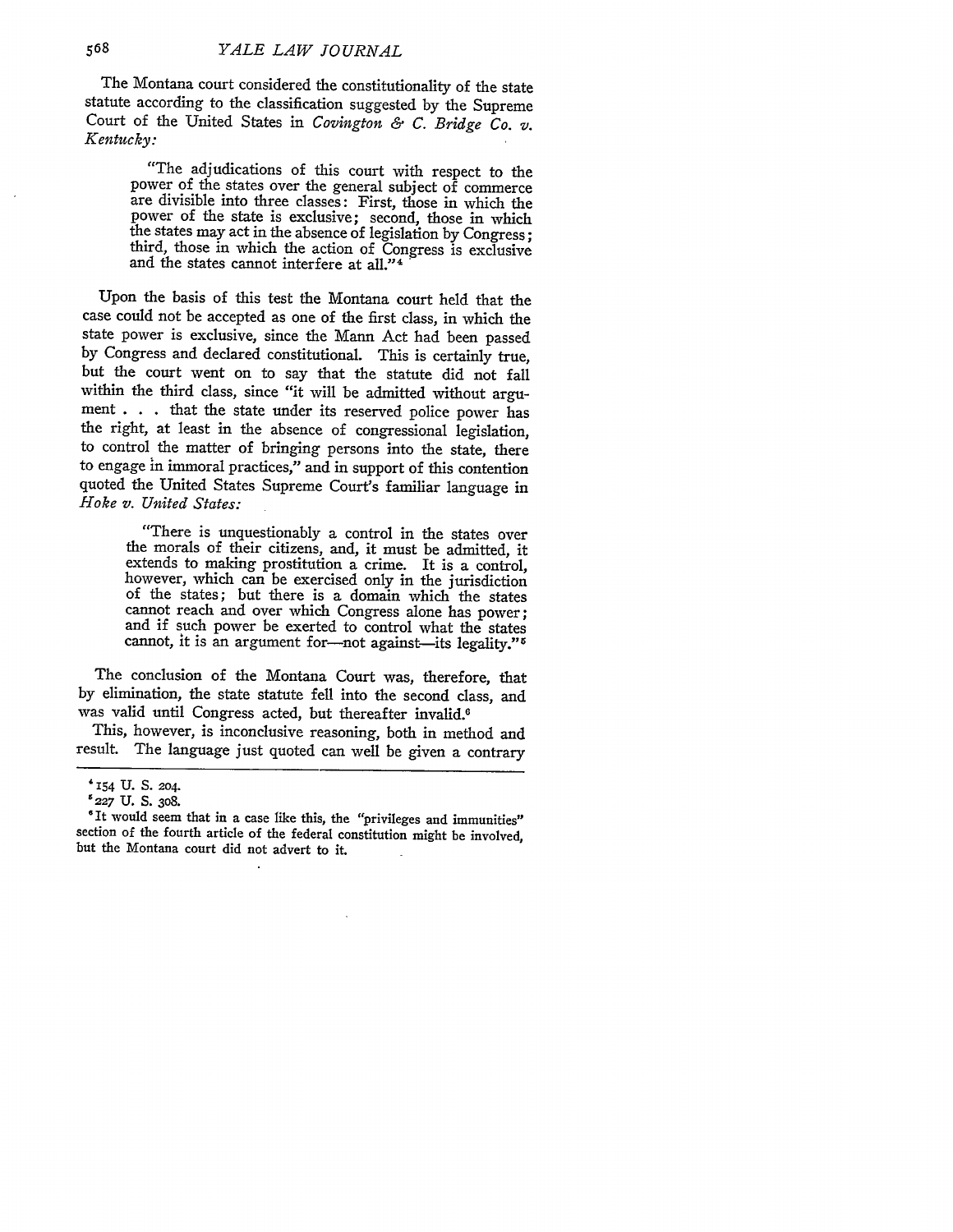The Montana court considered the constitutionality of the state statute according to the classification suggested by the Supreme Court of the United States in *Covington & C. Bridge Co. v. Kentucky:*

> "The adjudications of this court with respect to the power of the states over the general subject of commerce are divisible into three classes: First, those in which the power of the state is exclusive; second, those in which the states may act in the absence of legislation by Congress; third, those in which the action of Congress is exclusive and the states cannot interfere at all."[4]

Upon the basis of this test the Montana court held that the case could not be accepted as one of the first class, in which the state power is exclusive, since the Mann Act had been passed by Congress and declared constitutional. This is certainly true, but the court went on to say that the statute did not fall within the third class, since "it will be admitted without argument . . . that the state under its reserved police power has the right, at least in the absence of congressional legislation, to control the matter of bringing persons into the state, there to engage in immoral practices," and in support of this contention quoted the United States Supreme Court's familiar language in *Hoke v. United States:*

> "There is unquestionably a control in the states over the morals of their citizens, and, it must be admitted, it extends to making prostitution a crime. It is a control, however, which can be exercised only in the jurisdiction of the states; but there is a domain which the states cannot reach and over which Congress alone has power; and if such power be exerted to control what the states cannot, it is an argument for—not against—its legality."[5]

The conclusion of the Montana Court was, therefore, that by elimination, the state statute fell into the second class, and was valid until Congress acted, but thereafter invalid.[6]

This, however, is inconclusive reasoning, both in method and result. The language just quoted can well be given a contrary

---

[4] 154 U. S. 204.

[5] 227 U. S. 308.

[6] It would seem that in a case like this, the "privileges and immunities" section of the fourth article of the federal constitution might be involved, but the Montana court did not advert to it.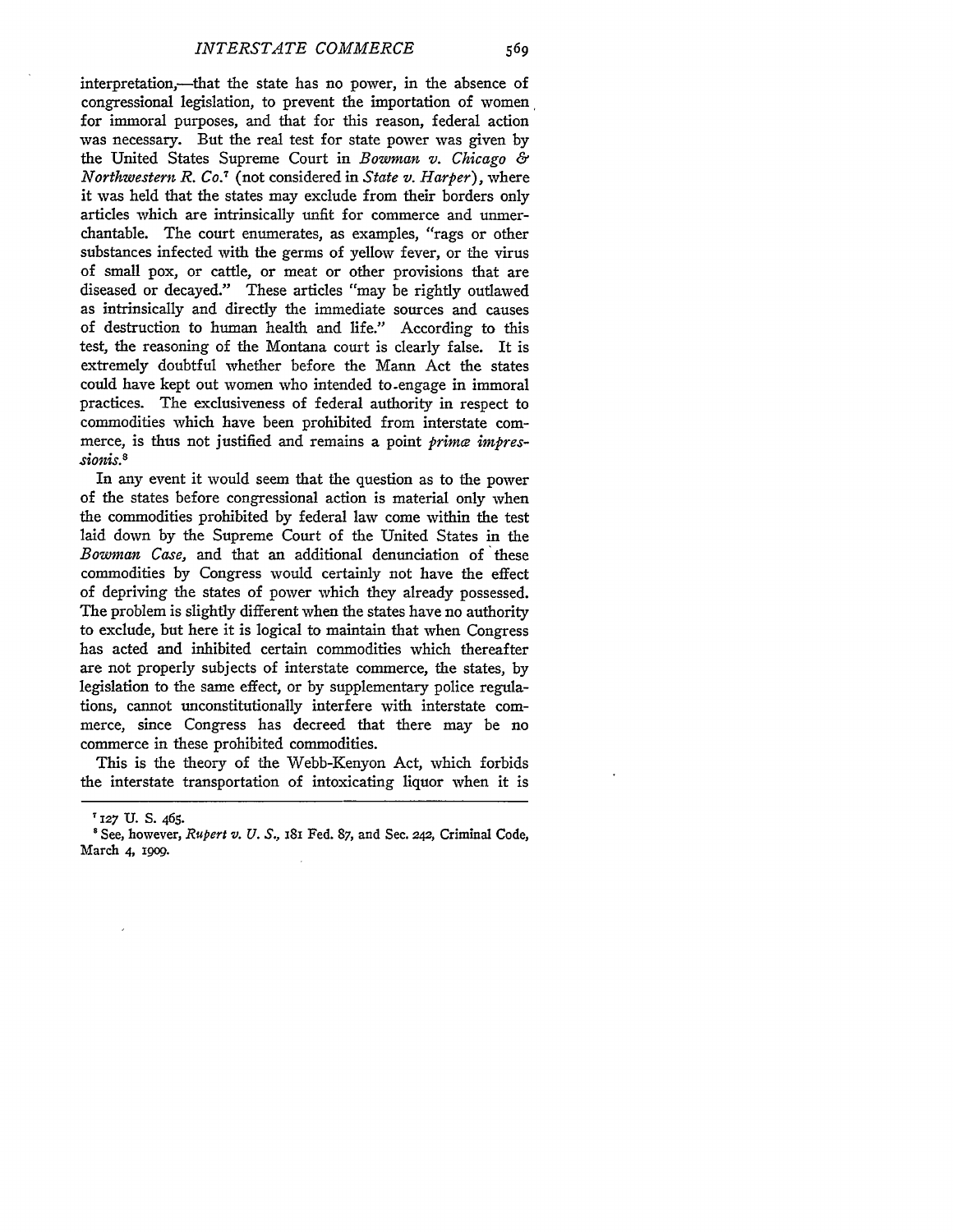interpretation,—that the state has no power, in the absence of congressional legislation, to prevent the importation of women for immoral purposes, and that for this reason, federal action was necessary. But the real test for state power was given by the United States Supreme Court in *Bowman v. Chicago & Northwestern R. Co.*[7] (not considered in *State v. Harper*), where it was held that the states may exclude from their borders only articles which are intrinsically unfit for commerce and unmerchantable. The court enumerates, as examples, "rags or other substances infected with the germs of yellow fever, or the virus of small pox, or cattle, or meat or other provisions that are diseased or decayed." These articles "may be rightly outlawed as intrinsically and directly the immediate sources and causes of destruction to human health and life." According to this test, the reasoning of the Montana court is clearly false. It is extremely doubtful whether before the Mann Act the states could have kept out women who intended to engage in immoral practices. The exclusiveness of federal authority in respect to commodities which have been prohibited from interstate commerce, is thus not justified and remains a point *primæ impressionis.*[8]

In any event it would seem that the question as to the power of the states before congressional action is material only when the commodities prohibited by federal law come within the test laid down by the Supreme Court of the United States in the *Bowman Case,* and that an additional denunciation of these commodities by Congress would certainly not have the effect of depriving the states of power which they already possessed. The problem is slightly different when the states have no authority to exclude, but here it is logical to maintain that when Congress has acted and inhibited certain commodities which thereafter are not properly subjects of interstate commerce, the states, by legislation to the same effect, or by supplementary police regulations, cannot unconstitutionally interfere with interstate commerce, since Congress has decreed that there may be no commerce in these prohibited commodities.

This is the theory of the Webb-Kenyon Act, which forbids the interstate transportation of intoxicating liquor when it is

---

[7] 127 U. S. 465.

[8] See, however, *Rupert v. U. S.,* 181 Fed. 87, and Sec. 242, Criminal Code, March 4, 1909.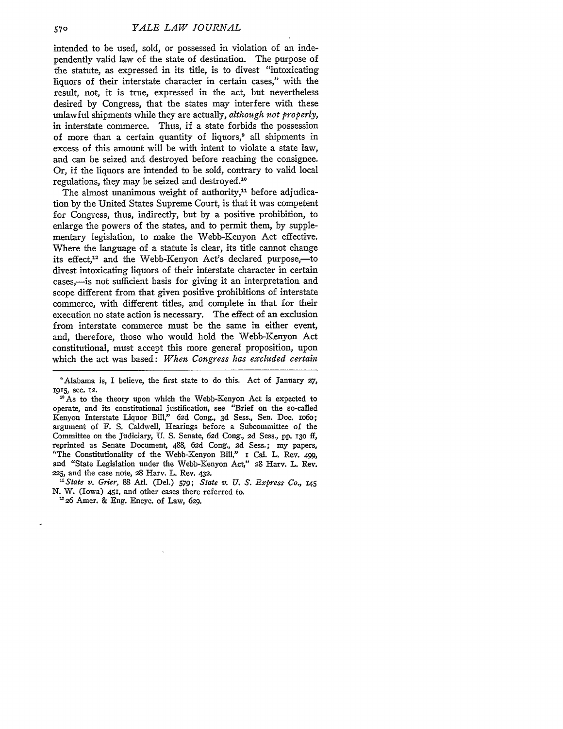intended to be used, sold, or possessed in violation of an independently valid law of the state of destination. The purpose of the statute, as expressed in its title, is to divest "intoxicating liquors of their interstate character in certain cases," with the result, not, it is true, expressed in the act, but nevertheless desired by Congress, that the states may interfere with these unlawful shipments while they are actually, *although not properly*, in interstate commerce. Thus, if a state forbids the possession of more than a certain quantity of liquors,[9] all shipments in excess of this amount will be with intent to violate a state law, and can be seized and destroyed before reaching the consignee. Or, if the liquors are intended to be sold, contrary to valid local regulations, they may be seized and destroyed.[10]

The almost unanimous weight of authority,[11] before adjudication by the United States Supreme Court, is that it was competent for Congress, thus, indirectly, but by a positive prohibition, to enlarge the powers of the states, and to permit them, by supplementary legislation, to make the Webb-Kenyon Act effective. Where the language of a statute is clear, its title cannot change its effect,[12] and the Webb-Kenyon Act's declared purpose,—to divest intoxicating liquors of their interstate character in certain cases,—is not sufficient basis for giving it an interpretation and scope different from that given positive prohibitions of interstate commerce, with different titles, and complete in that for their execution no state action is necessary. The effect of an exclusion from interstate commerce must be the same in either event, and, therefore, those who would hold the Webb-Kenyon Act constitutional, must accept this more general proposition, upon which the act was based: *When Congress has excluded certain*

---

[9] Alabama is, I believe, the first state to do this. Act of January 27, 1915, sec. 12.

[10] As to the theory upon which the Webb-Kenyon Act is expected to operate, and its constitutional justification, see "Brief on the so-called Kenyon Interstate Liquor Bill," 62d Cong., 3d Sess., Sen. Doc. 1060; argument of F. S. Caldwell, Hearings before a Subcommittee of the Committee on the Judiciary, U. S. Senate, 62d Cong., 2d Sess., pp. 130 ff, reprinted as Senate Document, 488, 62d Cong., 2d Sess.; my papers, "The Constitutionality of the Webb-Kenyon Bill," 1 Cal. L. Rev. 499, and "State Legislation under the Webb-Kenyon Act," 28 Harv. L. Rev. 225, and the case note, 28 Harv. L. Rev. 432.

[11] *State v. Grier*, 88 Atl. (Del.) 579; *State v. U. S. Express Co.*, 145 N. W. (Iowa) 451, and other cases there referred to.

[12] 26 Amer. & Eng. Encyc. of Law, 629.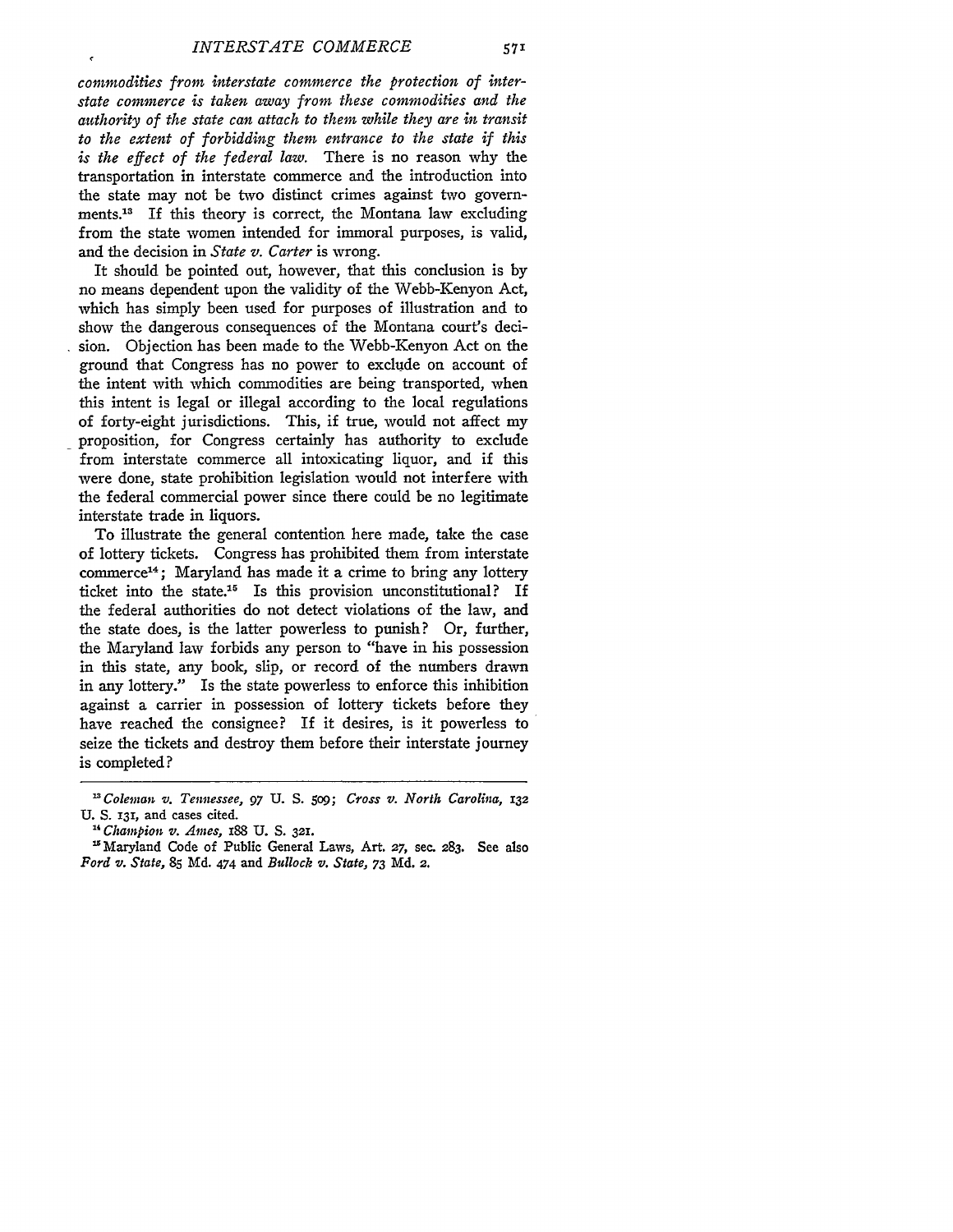*commodities from interstate commerce the protection of interstate commerce is taken away from these commodities and the authority of the state can attach to them while they are in transit to the extent of forbidding them entrance to the state if this is the effect of the federal law.* There is no reason why the transportation in interstate commerce and the introduction into the state may not be two distinct crimes against two governments.[13] If this theory is correct, the Montana law excluding from the state women intended for immoral purposes, is valid, and the decision in *State v. Carter* is wrong.

It should be pointed out, however, that this conclusion is by no means dependent upon the validity of the Webb-Kenyon Act, which has simply been used for purposes of illustration and to show the dangerous consequences of the Montana court's decision. Objection has been made to the Webb-Kenyon Act on the ground that Congress has no power to exclude on account of the intent with which commodities are being transported, when this intent is legal or illegal according to the local regulations of forty-eight jurisdictions. This, if true, would not affect my proposition, for Congress certainly has authority to exclude from interstate commerce all intoxicating liquor, and if this were done, state prohibition legislation would not interfere with the federal commercial power since there could be no legitimate interstate trade in liquors.

To illustrate the general contention here made, take the case of lottery tickets. Congress has prohibited them from interstate commerce[14]; Maryland has made it a crime to bring any lottery ticket into the state.[15] Is this provision unconstitutional? If the federal authorities do not detect violations of the law, and the state does, is the latter powerless to punish? Or, further, the Maryland law forbids any person to "have in his possession in this state, any book, slip, or record of the numbers drawn in any lottery." Is the state powerless to enforce this inhibition against a carrier in possession of lottery tickets before they have reached the consignee? If it desires, is it powerless to seize the tickets and destroy them before their interstate journey is completed?

---

[13] *Coleman v. Tennessee*, 97 U. S. 509; *Cross v. North Carolina*, 132 U. S. 131, and cases cited.

[14] *Champion v. Ames*, 188 U. S. 321.

[15] Maryland Code of Public General Laws, Art. 27, sec. 283. See also *Ford v. State*, 85 Md. 474 and *Bullock v. State*, 73 Md. 2.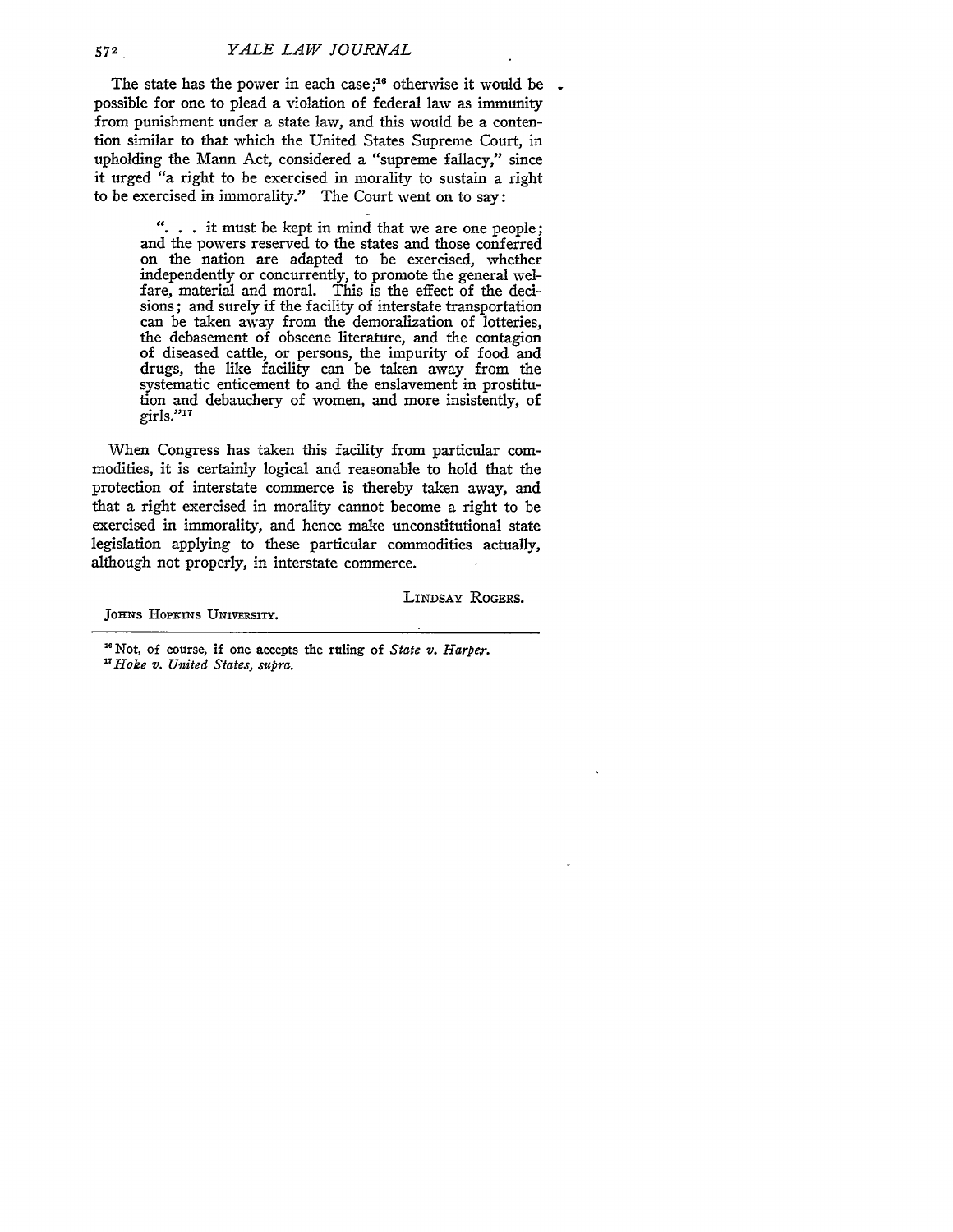The state has the power in each case;[16] otherwise it would be possible for one to plead a violation of federal law as immunity from punishment under a state law, and this would be a contention similar to that which the United States Supreme Court, in upholding the Mann Act, considered a "supreme fallacy," since it urged "a right to be exercised in morality to sustain a right to be exercised in immorality." The Court went on to say:

> ". . . it must be kept in mind that we are one people; and the powers reserved to the states and those conferred on the nation are adapted to be exercised, whether independently or concurrently, to promote the general welfare, material and moral. This is the effect of the decisions; and surely if the facility of interstate transportation can be taken away from the demoralization of lotteries, the debasement of obscene literature, and the contagion of diseased cattle, or persons, the impurity of food and drugs, the like facility can be taken away from the systematic enticement to and the enslavement in prostitution and debauchery of women, and more insistently, of girls."[17]

When Congress has taken this facility from particular commodities, it is certainly logical and reasonable to hold that the protection of interstate commerce is thereby taken away, and that a right exercised in morality cannot become a right to be exercised in immorality, and hence make unconstitutional state legislation applying to these particular commodities actually, although not properly, in interstate commerce.

LINDSAY ROGERS.

JOHNS HOPKINS UNIVERSITY.

---

[16] Not, of course, if one accepts the ruling of *State v. Harper*.

[17] *Hoke v. United States, supra.*